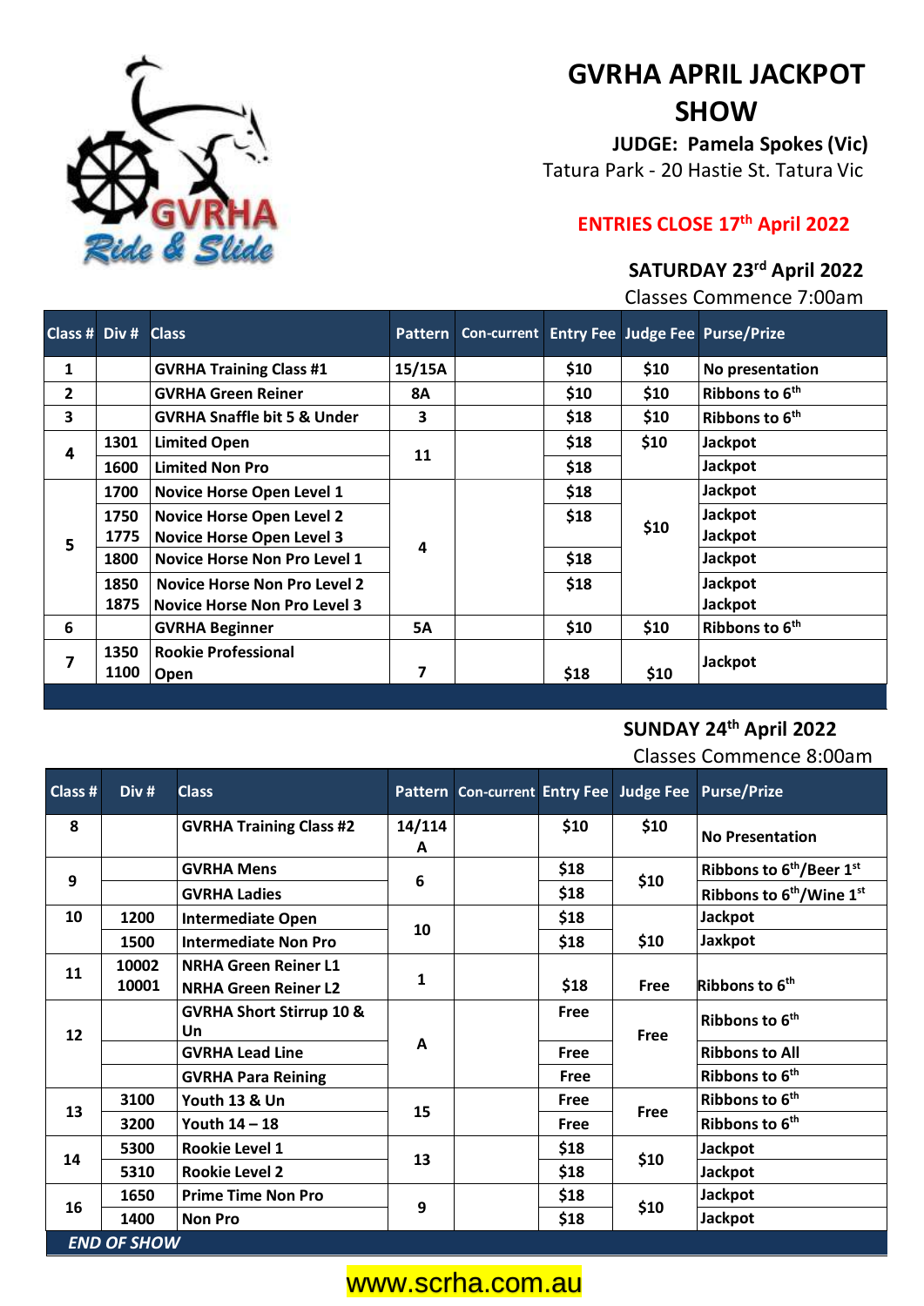# GVRHA APRIL JACKPOT SHOW

**JUDGE: Pamela Spokes (Vic)**

Tatura Park - 20 Hastie St. Tatura Vic

**ENTRIES CLOSE 17th April 2022**

**SATURDAY 23rd April 2022**

Classes Commence 7:00am

| Class # | Div # | Class | Pattern | Con-current | Entry Fee | Judge Fee | Purse/Prize |
|---|---|---|---|---|---|---|---|
| 1 | | GVRHA Training Class #1 | 15/15A | | $10 | $10 | No presentation |
| 2 | | GVRHA Green Reiner | 8A | | $10 | $10 | Ribbons to 6th |
| 3 | | GVRHA Snaffle bit 5 & Under | 3 | | $18 | $10 | Ribbons to 6th |
| 4 | 1301 | Limited Open | 11 | | $18 | $10 | Jackpot |
| | 1600 | Limited Non Pro | | | $18 | | Jackpot |
| 5 | 1700 | Novice Horse Open Level 1 | 4 | | $18 | $10 | Jackpot |
| | 1750 | Novice Horse Open Level 2 | | | $18 | | Jackpot |
| | 1775 | Novice Horse Open Level 3 | | | | | Jackpot |
| | 1800 | Novice Horse Non Pro Level 1 | | | $18 | | Jackpot |
| | 1850 | Novice Horse Non Pro Level 2 | | | $18 | | Jackpot |
| | 1875 | Novice Horse Non Pro Level 3 | | | | | Jackpot |
| 6 | | GVRHA Beginner | 5A | | $10 | $10 | Ribbons to 6th |
| 7 | 1350 | Rookie Professional | 7 | | $18 | $10 | Jackpot |
| | 1100 | Open | | | | | |

**SUNDAY 24th April 2022**

Classes Commence 8:00am

| Class # | Div # | Class | Pattern | Con-current | Entry Fee | Judge Fee | Purse/Prize |
|---|---|---|---|---|---|---|---|
| 8 | | GVRHA Training Class #2 | 14/114 A | | $10 | $10 | No Presentation |
| 9 | | GVRHA Mens | 6 | | $18 | $10 | Ribbons to 6th/Beer 1st |
| | | GVRHA Ladies | | | $18 | | Ribbons to 6th/Wine 1st |
| 10 | 1200 | Intermediate Open | 10 | | $18 | $10 | Jackpot |
| | 1500 | Intermediate Non Pro | | | $18 | | Jaxkpot |
| 11 | 10002 | NRHA Green Reiner L1 | 1 | | $18 | Free | Ribbons to 6th |
| | 10001 | NRHA Green Reiner L2 | | | | | |
| 12 | | GVRHA Short Stirrup 10 & Un | A | | Free | Free | Ribbons to 6th |
| | | GVRHA Lead Line | | | Free | | Ribbons to All |
| | | GVRHA Para Reining | | | Free | | Ribbons to 6th |
| 13 | 3100 | Youth 13 & Un | 15 | | Free | Free | Ribbons to 6th |
| | 3200 | Youth 14 – 18 | | | Free | | Ribbons to 6th |
| 14 | 5300 | Rookie Level 1 | 13 | | $18 | $10 | Jackpot |
| | 5310 | Rookie Level 2 | | | $18 | | Jackpot |
| 16 | 1650 | Prime Time Non Pro | 9 | | $18 | $10 | Jackpot |
| | 1400 | Non Pro | | | $18 | | Jackpot |

*END OF SHOW*

www.scrha.com.au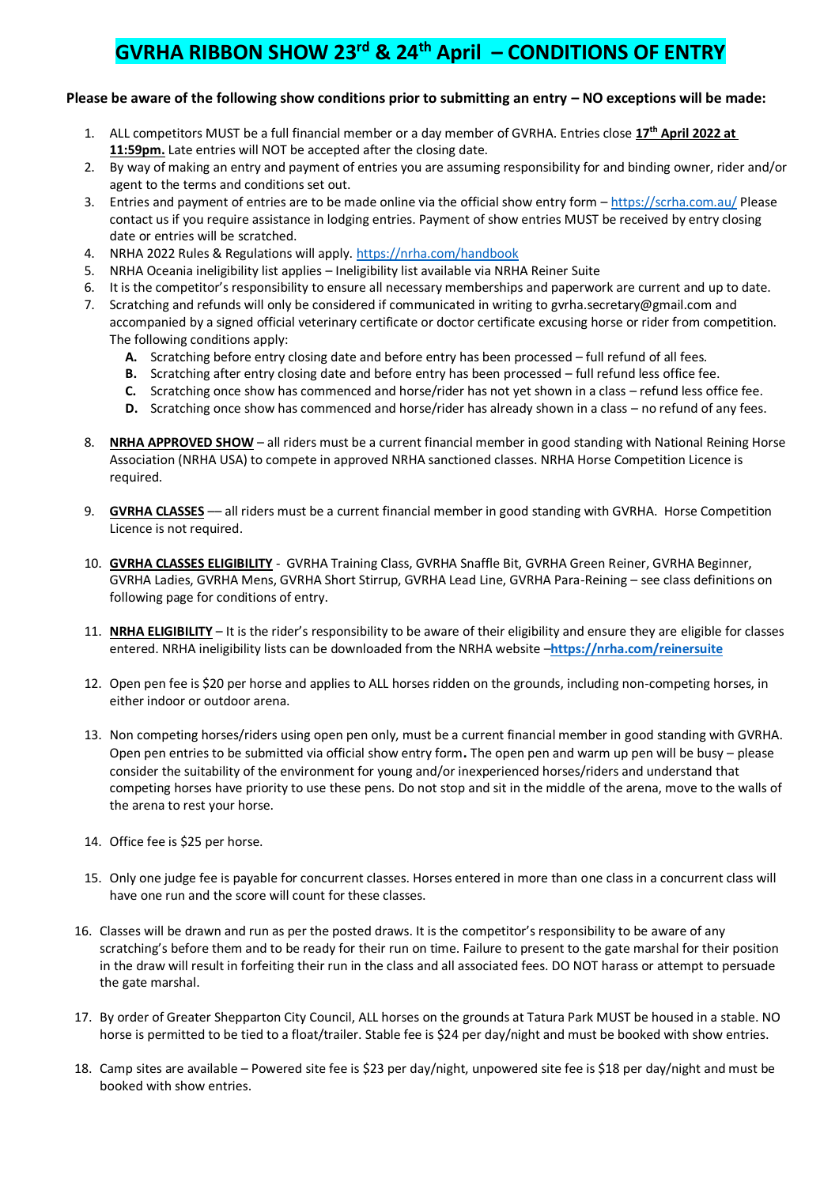# GVRHA RIBBON SHOW 23rd & 24th April – CONDITIONS OF ENTRY

**Please be aware of the following show conditions prior to submitting an entry – NO exceptions will be made:**

1. ALL competitors MUST be a full financial member or a day member of GVRHA. Entries close **17th April 2022 at 11:59pm.** Late entries will NOT be accepted after the closing date.
2. By way of making an entry and payment of entries you are assuming responsibility for and binding owner, rider and/or agent to the terms and conditions set out.
3. Entries and payment of entries are to be made online via the official show entry form – https://scrha.com.au/ Please contact us if you require assistance in lodging entries. Payment of show entries MUST be received by entry closing date or entries will be scratched.
4. NRHA 2022 Rules & Regulations will apply. https://nrha.com/handbook
5. NRHA Oceania ineligibility list applies – Ineligibility list available via NRHA Reiner Suite
6. It is the competitor's responsibility to ensure all necessary memberships and paperwork are current and up to date.
7. Scratching and refunds will only be considered if communicated in writing to gvrha.secretary@gmail.com and accompanied by a signed official veterinary certificate or doctor certificate excusing horse or rider from competition. The following conditions apply:
   - **A.** Scratching before entry closing date and before entry has been processed – full refund of all fees.
   - **B.** Scratching after entry closing date and before entry has been processed – full refund less office fee.
   - **C.** Scratching once show has commenced and horse/rider has not yet shown in a class – refund less office fee.
   - **D.** Scratching once show has commenced and horse/rider has already shown in a class – no refund of any fees.
8. **NRHA APPROVED SHOW** – all riders must be a current financial member in good standing with National Reining Horse Association (NRHA USA) to compete in approved NRHA sanctioned classes. NRHA Horse Competition Licence is required.
9. **GVRHA CLASSES** –– all riders must be a current financial member in good standing with GVRHA. Horse Competition Licence is not required.
10. **GVRHA CLASSES ELIGIBILITY** - GVRHA Training Class, GVRHA Snaffle Bit, GVRHA Green Reiner, GVRHA Beginner, GVRHA Ladies, GVRHA Mens, GVRHA Short Stirrup, GVRHA Lead Line, GVRHA Para-Reining – see class definitions on following page for conditions of entry.
11. **NRHA ELIGIBILITY** – It is the rider's responsibility to be aware of their eligibility and ensure they are eligible for classes entered. NRHA ineligibility lists can be downloaded from the NRHA website –**https://nrha.com/reinersuite**
12. Open pen fee is $20 per horse and applies to ALL horses ridden on the grounds, including non-competing horses, in either indoor or outdoor arena.
13. Non competing horses/riders using open pen only, must be a current financial member in good standing with GVRHA. Open pen entries to be submitted via official show entry form**.** The open pen and warm up pen will be busy – please consider the suitability of the environment for young and/or inexperienced horses/riders and understand that competing horses have priority to use these pens. Do not stop and sit in the middle of the arena, move to the walls of the arena to rest your horse.
14. Office fee is $25 per horse.
15. Only one judge fee is payable for concurrent classes. Horses entered in more than one class in a concurrent class will have one run and the score will count for these classes.
16. Classes will be drawn and run as per the posted draws. It is the competitor's responsibility to be aware of any scratching's before them and to be ready for their run on time. Failure to present to the gate marshal for their position in the draw will result in forfeiting their run in the class and all associated fees. DO NOT harass or attempt to persuade the gate marshal.
17. By order of Greater Shepparton City Council, ALL horses on the grounds at Tatura Park MUST be housed in a stable. NO horse is permitted to be tied to a float/trailer. Stable fee is $24 per day/night and must be booked with show entries.
18. Camp sites are available – Powered site fee is $23 per day/night, unpowered site fee is $18 per day/night and must be booked with show entries.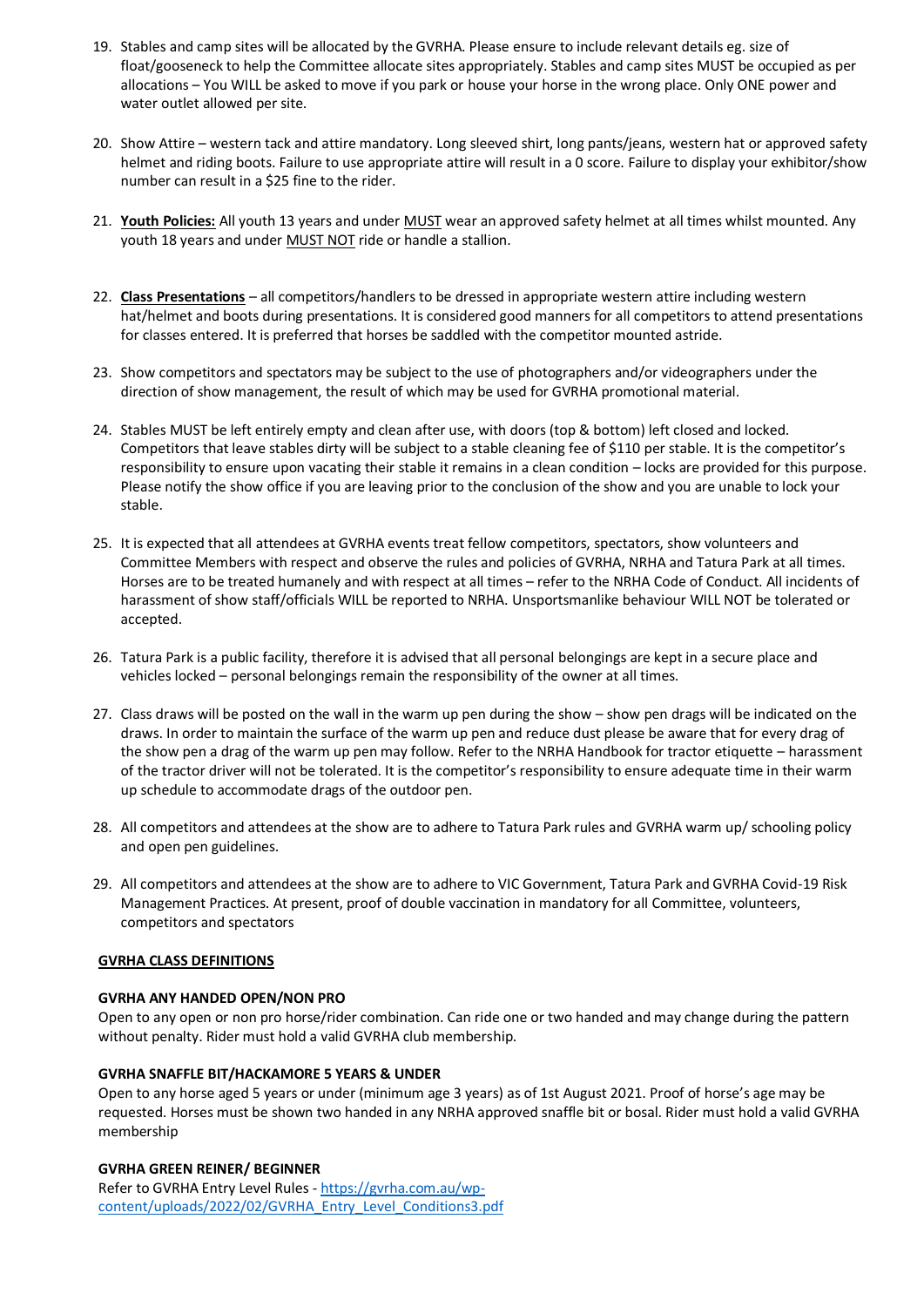19. Stables and camp sites will be allocated by the GVRHA. Please ensure to include relevant details eg. size of float/gooseneck to help the Committee allocate sites appropriately. Stables and camp sites MUST be occupied as per allocations – You WILL be asked to move if you park or house your horse in the wrong place. Only ONE power and water outlet allowed per site.

20. Show Attire – western tack and attire mandatory. Long sleeved shirt, long pants/jeans, western hat or approved safety helmet and riding boots. Failure to use appropriate attire will result in a 0 score. Failure to display your exhibitor/show number can result in a $25 fine to the rider.

21. <u>**Youth Policies:**</u> All youth 13 years and under <u>MUST</u> wear an approved safety helmet at all times whilst mounted. Any youth 18 years and under <u>MUST NOT</u> ride or handle a stallion.

22. <u>**Class Presentations**</u> – all competitors/handlers to be dressed in appropriate western attire including western hat/helmet and boots during presentations. It is considered good manners for all competitors to attend presentations for classes entered. It is preferred that horses be saddled with the competitor mounted astride.

23. Show competitors and spectators may be subject to the use of photographers and/or videographers under the direction of show management, the result of which may be used for GVRHA promotional material.

24. Stables MUST be left entirely empty and clean after use, with doors (top & bottom) left closed and locked. Competitors that leave stables dirty will be subject to a stable cleaning fee of $110 per stable. It is the competitor's responsibility to ensure upon vacating their stable it remains in a clean condition – locks are provided for this purpose. Please notify the show office if you are leaving prior to the conclusion of the show and you are unable to lock your stable.

25. It is expected that all attendees at GVRHA events treat fellow competitors, spectators, show volunteers and Committee Members with respect and observe the rules and policies of GVRHA, NRHA and Tatura Park at all times. Horses are to be treated humanely and with respect at all times – refer to the NRHA Code of Conduct. All incidents of harassment of show staff/officials WILL be reported to NRHA. Unsportsmanlike behaviour WILL NOT be tolerated or accepted.

26. Tatura Park is a public facility, therefore it is advised that all personal belongings are kept in a secure place and vehicles locked – personal belongings remain the responsibility of the owner at all times.

27. Class draws will be posted on the wall in the warm up pen during the show – show pen drags will be indicated on the draws. In order to maintain the surface of the warm up pen and reduce dust please be aware that for every drag of the show pen a drag of the warm up pen may follow. Refer to the NRHA Handbook for tractor etiquette – harassment of the tractor driver will not be tolerated. It is the competitor's responsibility to ensure adequate time in their warm up schedule to accommodate drags of the outdoor pen.

28. All competitors and attendees at the show are to adhere to Tatura Park rules and GVRHA warm up/ schooling policy and open pen guidelines.

29. All competitors and attendees at the show are to adhere to VIC Government, Tatura Park and GVRHA Covid-19 Risk Management Practices. At present, proof of double vaccination in mandatory for all Committee, volunteers, competitors and spectators

<u>**GVRHA CLASS DEFINITIONS**</u>

**GVRHA ANY HANDED OPEN/NON PRO**

Open to any open or non pro horse/rider combination. Can ride one or two handed and may change during the pattern without penalty. Rider must hold a valid GVRHA club membership.

**GVRHA SNAFFLE BIT/HACKAMORE 5 YEARS & UNDER**

Open to any horse aged 5 years or under (minimum age 3 years) as of 1st August 2021. Proof of horse's age may be requested. Horses must be shown two handed in any NRHA approved snaffle bit or bosal. Rider must hold a valid GVRHA membership

**GVRHA GREEN REINER/ BEGINNER**

Refer to GVRHA Entry Level Rules - https://gvrha.com.au/wp-content/uploads/2022/02/GVRHA_Entry_Level_Conditions3.pdf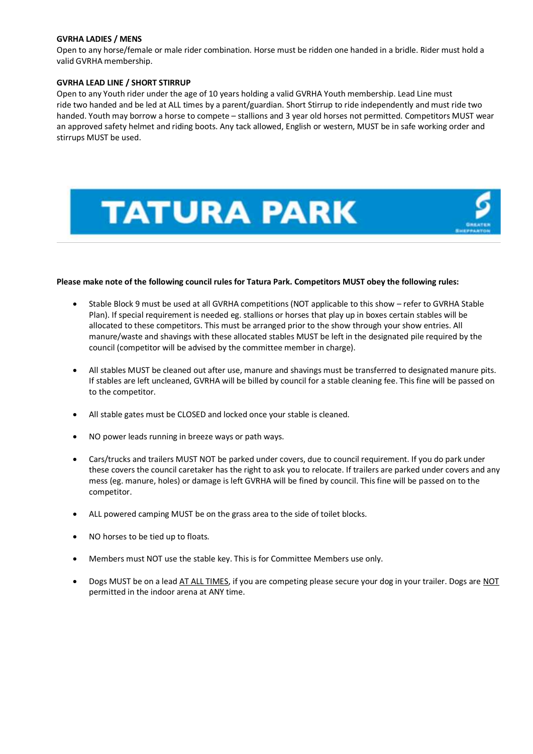**GVRHA LADIES / MENS**

Open to any horse/female or male rider combination. Horse must be ridden one handed in a bridle. Rider must hold a valid GVRHA membership.

**GVRHA LEAD LINE / SHORT STIRRUP**

Open to any Youth rider under the age of 10 years holding a valid GVRHA Youth membership. Lead Line must ride two handed and be led at ALL times by a parent/guardian. Short Stirrup to ride independently and must ride two handed. Youth may borrow a horse to compete – stallions and 3 year old horses not permitted. Competitors MUST wear an approved safety helmet and riding boots. Any tack allowed, English or western, MUST be in safe working order and stirrups MUST be used.

# TATURA PARK

**Please make note of the following council rules for Tatura Park. Competitors MUST obey the following rules:**

- Stable Block 9 must be used at all GVRHA competitions (NOT applicable to this show – refer to GVRHA Stable Plan). If special requirement is needed eg. stallions or horses that play up in boxes certain stables will be allocated to these competitors. This must be arranged prior to the show through your show entries. All manure/waste and shavings with these allocated stables MUST be left in the designated pile required by the council (competitor will be advised by the committee member in charge).
- All stables MUST be cleaned out after use, manure and shavings must be transferred to designated manure pits. If stables are left uncleaned, GVRHA will be billed by council for a stable cleaning fee. This fine will be passed on to the competitor.
- All stable gates must be CLOSED and locked once your stable is cleaned.
- NO power leads running in breeze ways or path ways.
- Cars/trucks and trailers MUST NOT be parked under covers, due to council requirement. If you do park under these covers the council caretaker has the right to ask you to relocate. If trailers are parked under covers and any mess (eg. manure, holes) or damage is left GVRHA will be fined by council. This fine will be passed on to the competitor.
- ALL powered camping MUST be on the grass area to the side of toilet blocks.
- NO horses to be tied up to floats.
- Members must NOT use the stable key. This is for Committee Members use only.
- Dogs MUST be on a lead AT ALL TIMES, if you are competing please secure your dog in your trailer. Dogs are NOT permitted in the indoor arena at ANY time.